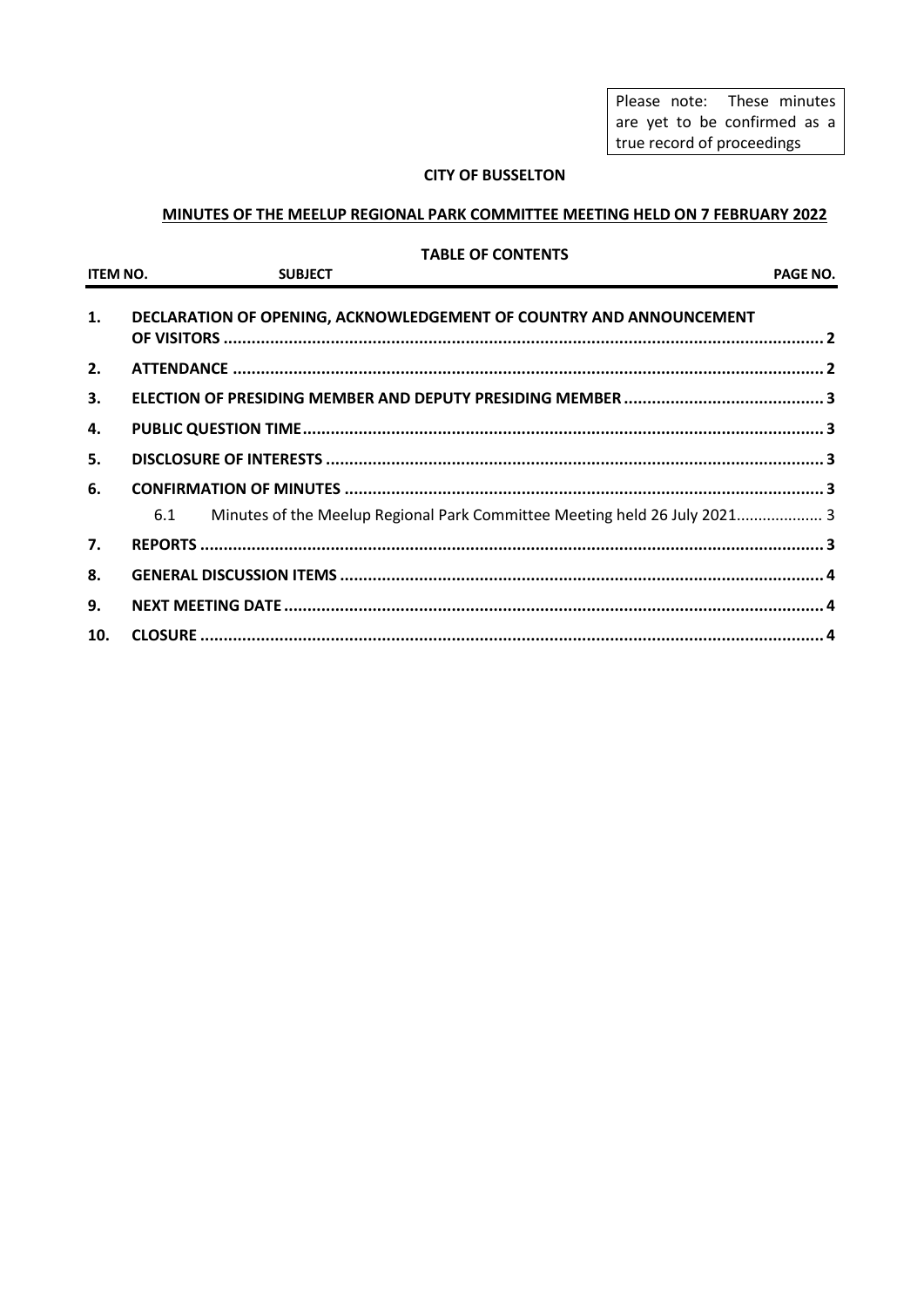Please note: These minutes are yet to be confirmed as a true record of proceedings

**CITY OF BUSSELTON**

**MINUTES OF THE MEELUP REGIONAL PARK COMMITTEE MEETING HELD ON 7 FEBRUARY 2022**

**TABLE OF CONTENTS**

| ITEM NO. | SUBJECT | PAGE NO. |
|---|---|---|
| 1. | DECLARATION OF OPENING, ACKNOWLEDGEMENT OF COUNTRY AND ANNOUNCEMENT OF VISITORS | 2 |
| 2. | ATTENDANCE | 2 |
| 3. | ELECTION OF PRESIDING MEMBER AND DEPUTY PRESIDING MEMBER | 3 |
| 4. | PUBLIC QUESTION TIME | 3 |
| 5. | DISCLOSURE OF INTERESTS | 3 |
| 6. | CONFIRMATION OF MINUTES | 3 |
| 6.1 | Minutes of the Meelup Regional Park Committee Meeting held 26 July 2021 | 3 |
| 7. | REPORTS | 3 |
| 8. | GENERAL DISCUSSION ITEMS | 4 |
| 9. | NEXT MEETING DATE | 4 |
| 10. | CLOSURE | 4 |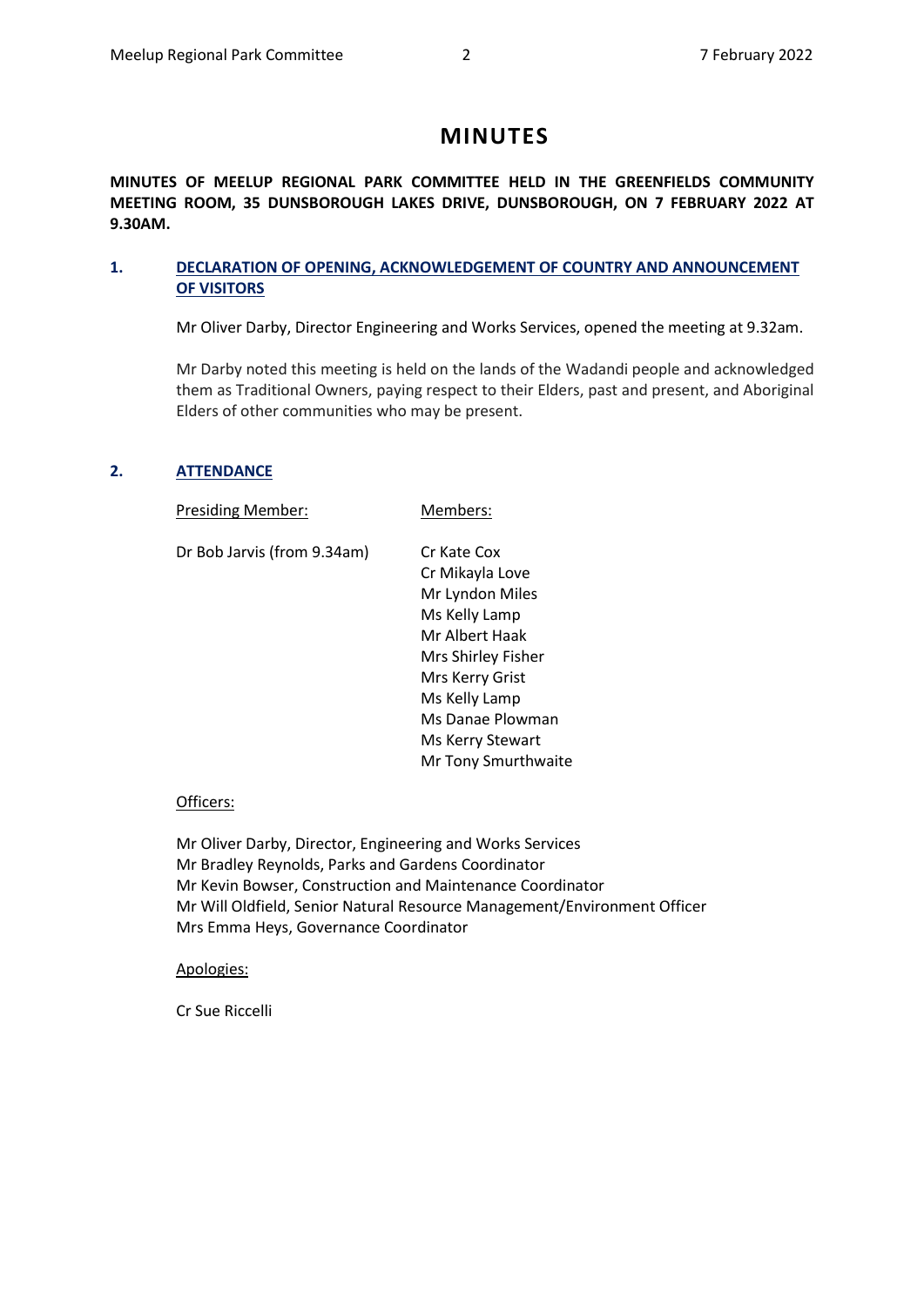# MINUTES

**MINUTES OF MEELUP REGIONAL PARK COMMITTEE HELD IN THE GREENFIELDS COMMUNITY MEETING ROOM, 35 DUNSBOROUGH LAKES DRIVE, DUNSBOROUGH, ON 7 FEBRUARY 2022 AT 9.30AM.**

## 1. DECLARATION OF OPENING, ACKNOWLEDGEMENT OF COUNTRY AND ANNOUNCEMENT OF VISITORS

Mr Oliver Darby, Director Engineering and Works Services, opened the meeting at 9.32am.

Mr Darby noted this meeting is held on the lands of the Wadandi people and acknowledged them as Traditional Owners, paying respect to their Elders, past and present, and Aboriginal Elders of other communities who may be present.

## 2. ATTENDANCE

| Presiding Member: | Members: |
|---|---|
| Dr Bob Jarvis (from 9.34am) | Cr Kate Cox |
| | Cr Mikayla Love |
| | Mr Lyndon Miles |
| | Ms Kelly Lamp |
| | Mr Albert Haak |
| | Mrs Shirley Fisher |
| | Mrs Kerry Grist |
| | Ms Kelly Lamp |
| | Ms Danae Plowman |
| | Ms Kerry Stewart |
| | Mr Tony Smurthwaite |

Officers:

Mr Oliver Darby, Director, Engineering and Works Services
Mr Bradley Reynolds, Parks and Gardens Coordinator
Mr Kevin Bowser, Construction and Maintenance Coordinator
Mr Will Oldfield, Senior Natural Resource Management/Environment Officer
Mrs Emma Heys, Governance Coordinator

Apologies:

Cr Sue Riccelli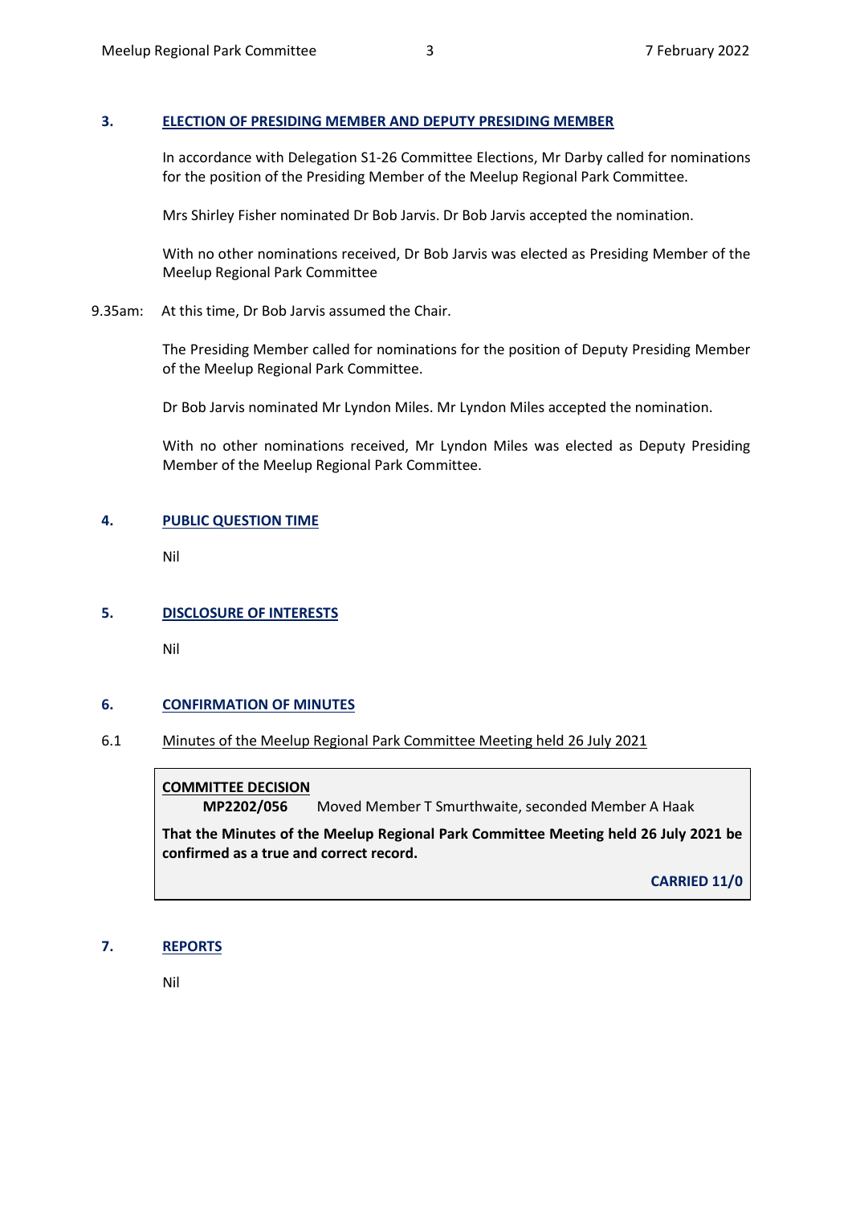## 3. ELECTION OF PRESIDING MEMBER AND DEPUTY PRESIDING MEMBER

In accordance with Delegation S1-26 Committee Elections, Mr Darby called for nominations for the position of the Presiding Member of the Meelup Regional Park Committee.

Mrs Shirley Fisher nominated Dr Bob Jarvis. Dr Bob Jarvis accepted the nomination.

With no other nominations received, Dr Bob Jarvis was elected as Presiding Member of the Meelup Regional Park Committee

9.35am: At this time, Dr Bob Jarvis assumed the Chair.

The Presiding Member called for nominations for the position of Deputy Presiding Member of the Meelup Regional Park Committee.

Dr Bob Jarvis nominated Mr Lyndon Miles. Mr Lyndon Miles accepted the nomination.

With no other nominations received, Mr Lyndon Miles was elected as Deputy Presiding Member of the Meelup Regional Park Committee.

## 4. PUBLIC QUESTION TIME

Nil

## 5. DISCLOSURE OF INTERESTS

Nil

## 6. CONFIRMATION OF MINUTES

### 6.1 Minutes of the Meelup Regional Park Committee Meeting held 26 July 2021

**COMMITTEE DECISION**

**MP2202/056** Moved Member T Smurthwaite, seconded Member A Haak

**That the Minutes of the Meelup Regional Park Committee Meeting held 26 July 2021 be confirmed as a true and correct record.**

**CARRIED 11/0**

## 7. REPORTS

Nil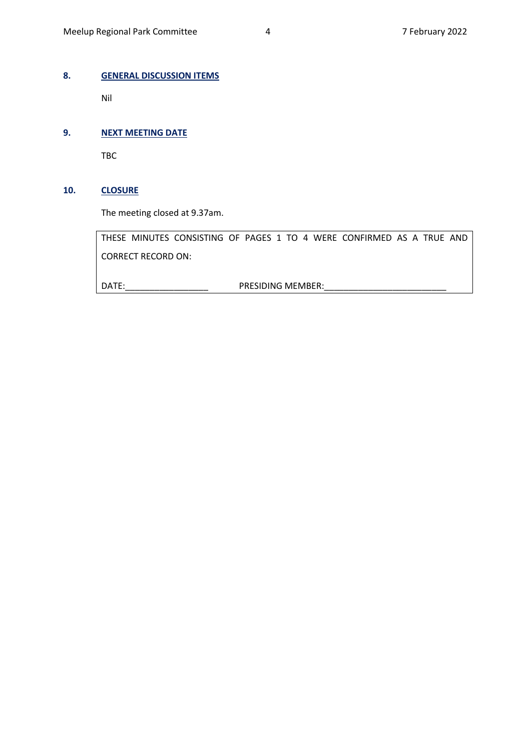## 8. GENERAL DISCUSSION ITEMS

Nil

## 9. NEXT MEETING DATE

TBC

## 10. CLOSURE

The meeting closed at 9.37am.

| |
|---|
| THESE MINUTES CONSISTING OF PAGES 1 TO 4 WERE CONFIRMED AS A TRUE AND CORRECT RECORD ON: |
| DATE:_________________ PRESIDING MEMBER:_________________________ |